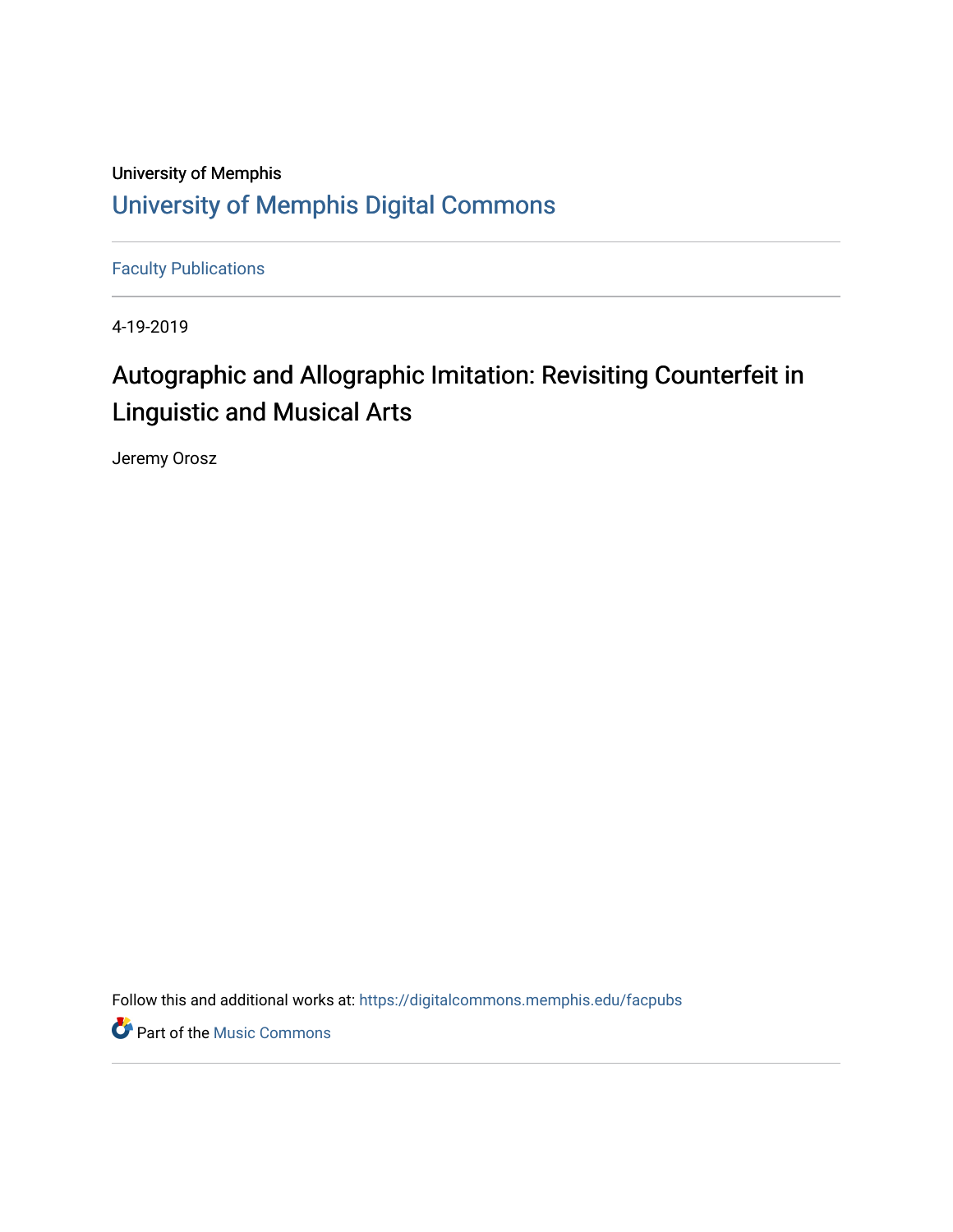University of Memphis

# University of Memphis Digital Commons

Faculty Publications

4-19-2019

# Autographic and Allographic Imitation: Revisiting Counterfeit in Linguistic and Musical Arts

Jeremy Orosz

Follow this and additional works at: https://digitalcommons.memphis.edu/facpubs

Part of the Music Commons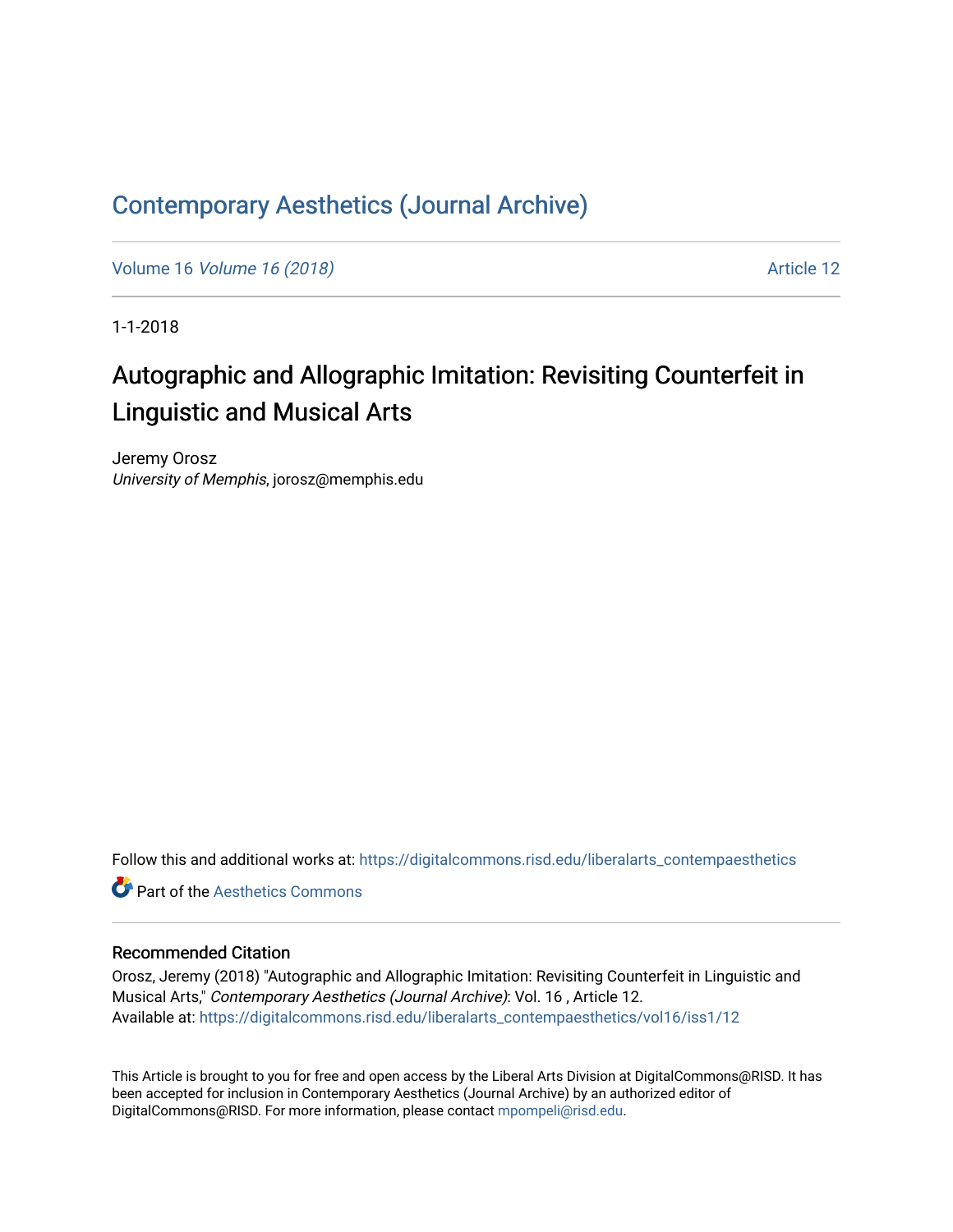# Contemporary Aesthetics (Journal Archive)

Volume 16 *Volume 16 (2018)* Article 12

1-1-2018

## Autographic and Allographic Imitation: Revisiting Counterfeit in Linguistic and Musical Arts

Jeremy Orosz
*University of Memphis*, jorosz@memphis.edu

Follow this and additional works at: https://digitalcommons.risd.edu/liberalarts_contempaesthetics

Part of the Aesthetics Commons

### Recommended Citation

Orosz, Jeremy (2018) "Autographic and Allographic Imitation: Revisiting Counterfeit in Linguistic and Musical Arts," *Contemporary Aesthetics (Journal Archive)*: Vol. 16 , Article 12.
Available at: https://digitalcommons.risd.edu/liberalarts_contempaesthetics/vol16/iss1/12

This Article is brought to you for free and open access by the Liberal Arts Division at DigitalCommons@RISD. It has been accepted for inclusion in Contemporary Aesthetics (Journal Archive) by an authorized editor of DigitalCommons@RISD. For more information, please contact mpompeli@risd.edu.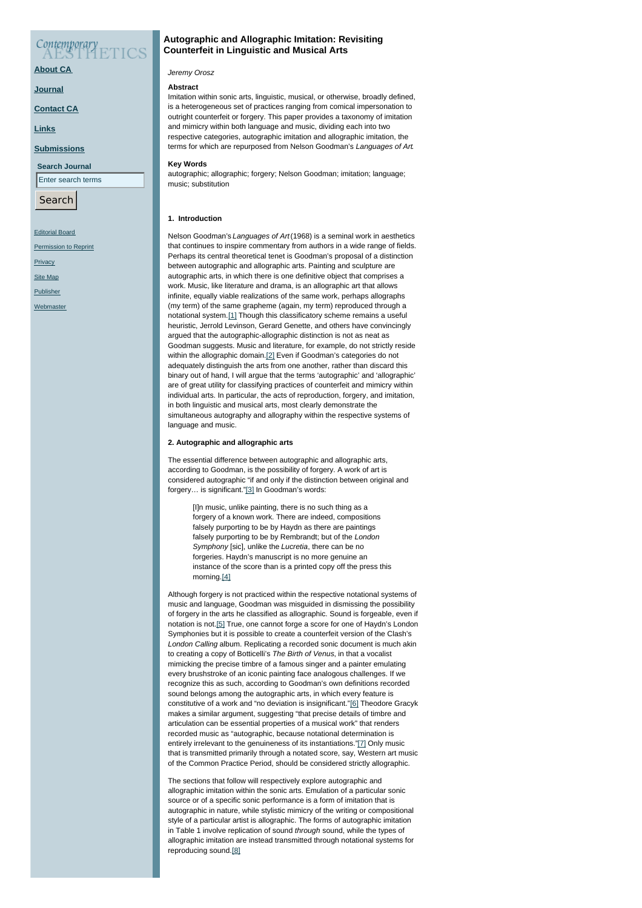# Autographic and Allographic Imitation: Revisiting Counterfeit in Linguistic and Musical Arts

*Jeremy Orosz*

**Abstract**

Imitation within sonic arts, linguistic, musical, or otherwise, broadly defined, is a heterogeneous set of practices ranging from comical impersonation to outright counterfeit or forgery. This paper provides a taxonomy of imitation and mimicry within both language and music, dividing each into two respective categories, autographic imitation and allographic imitation, the terms for which are repurposed from Nelson Goodman's *Languages of Art*.

**Key Words**

autographic; allographic; forgery; Nelson Goodman; imitation; language; music; substitution

## 1. Introduction

Nelson Goodman's *Languages of Art* (1968) is a seminal work in aesthetics that continues to inspire commentary from authors in a wide range of fields. Perhaps its central theoretical tenet is Goodman's proposal of a distinction between autographic and allographic arts. Painting and sculpture are autographic arts, in which there is one definitive object that comprises a work. Music, like literature and drama, is an allographic art that allows infinite, equally viable realizations of the same work, perhaps allographs (my term) of the same grapheme (again, my term) reproduced through a notational system.[1] Though this classificatory scheme remains a useful heuristic, Jerrold Levinson, Gerard Genette, and others have convincingly argued that the autographic-allographic distinction is not as neat as Goodman suggests. Music and literature, for example, do not strictly reside within the allographic domain.[2] Even if Goodman's categories do not adequately distinguish the arts from one another, rather than discard this binary out of hand, I will argue that the terms 'autographic' and 'allographic' are of great utility for classifying practices of counterfeit and mimicry within individual arts. In particular, the acts of reproduction, forgery, and imitation, in both linguistic and musical arts, most clearly demonstrate the simultaneous autography and allography within the respective systems of language and music.

## 2. Autographic and allographic arts

The essential difference between autographic and allographic arts, according to Goodman, is the possibility of forgery. A work of art is considered autographic "if and only if the distinction between original and forgery… is significant."[3] In Goodman's words:

> [I]n music, unlike painting, there is no such thing as a forgery of a known work. There are indeed, compositions falsely purporting to be by Haydn as there are paintings falsely purporting to be by Rembrandt; but of the *London Symphony* [sic], unlike the *Lucretia*, there can be no forgeries. Haydn's manuscript is no more genuine an instance of the score than is a printed copy off the press this morning.[4]

Although forgery is not practiced within the respective notational systems of music and language, Goodman was misguided in dismissing the possibility of forgery in the arts he classified as allographic. Sound is forgeable, even if notation is not.[5] True, one cannot forge a score for one of Haydn's London Symphonies but it is possible to create a counterfeit version of the Clash's *London Calling* album. Replicating a recorded sonic document is much akin to creating a copy of Botticelli's *The Birth of Venus*, in that a vocalist mimicking the precise timbre of a famous singer and a painter emulating every brushstroke of an iconic painting face analogous challenges. If we recognize this as such, according to Goodman's own definitions recorded sound belongs among the autographic arts, in which every feature is constitutive of a work and "no deviation is insignificant."[6] Theodore Gracyk makes a similar argument, suggesting "that precise details of timbre and articulation can be essential properties of a musical work" that renders recorded music as "autographic, because notational determination is entirely irrelevant to the genuineness of its instantiations."[7] Only music that is transmitted primarily through a notated score, say, Western art music of the Common Practice Period, should be considered strictly allographic.

The sections that follow will respectively explore autographic and allographic imitation within the sonic arts. Emulation of a particular sonic source or of a specific sonic performance is a form of imitation that is autographic in nature, while stylistic mimicry of the writing or compositional style of a particular artist is allographic. The forms of autographic imitation in Table 1 involve replication of sound *through* sound, while the types of allographic imitation are instead transmitted through notational systems for reproducing sound.[8]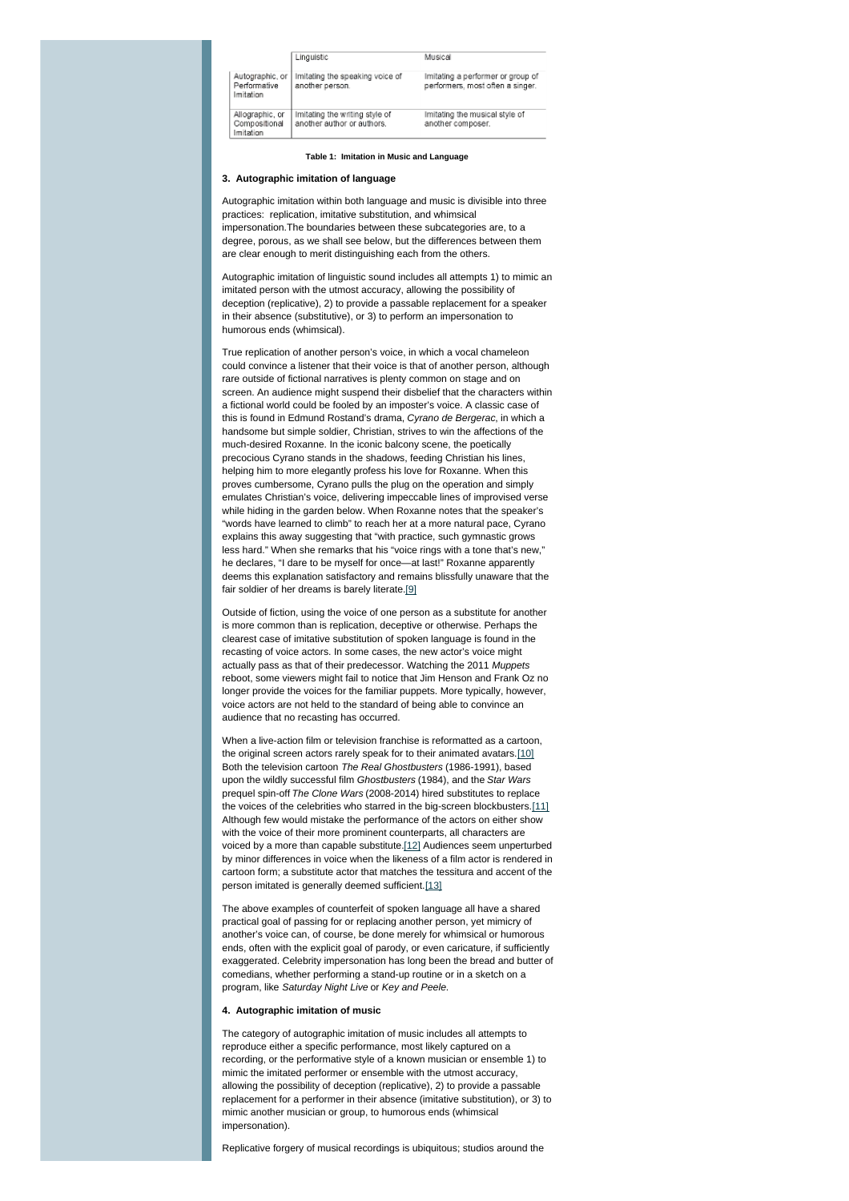| | Linguistic | Musical |
|---|---|---|
| Autographic, or Performative Imitation | Imitating the speaking voice of another person. | Imitating a performer or group of performers, most often a singer. |
| Allographic, or Compositional Imitation | Imitating the writing style of another author or authors. | Imitating the musical style of another composer. |

**Table 1: Imitation in Music and Language**

### 3. Autographic imitation of language

Autographic imitation within both language and music is divisible into three practices: replication, imitative substitution, and whimsical impersonation.The boundaries between these subcategories are, to a degree, porous, as we shall see below, but the differences between them are clear enough to merit distinguishing each from the others.

Autographic imitation of linguistic sound includes all attempts 1) to mimic an imitated person with the utmost accuracy, allowing the possibility of deception (replicative), 2) to provide a passable replacement for a speaker in their absence (substitutive), or 3) to perform an impersonation to humorous ends (whimsical).

True replication of another person's voice, in which a vocal chameleon could convince a listener that their voice is that of another person, although rare outside of fictional narratives is plenty common on stage and on screen. An audience might suspend their disbelief that the characters within a fictional world could be fooled by an imposter's voice. A classic case of this is found in Edmund Rostand's drama, *Cyrano de Bergerac*, in which a handsome but simple soldier, Christian, strives to win the affections of the much-desired Roxanne. In the iconic balcony scene, the poetically precocious Cyrano stands in the shadows, feeding Christian his lines, helping him to more elegantly profess his love for Roxanne. When this proves cumbersome, Cyrano pulls the plug on the operation and simply emulates Christian's voice, delivering impeccable lines of improvised verse while hiding in the garden below. When Roxanne notes that the speaker's "words have learned to climb" to reach her at a more natural pace, Cyrano explains this away suggesting that "with practice, such gymnastic grows less hard." When she remarks that his "voice rings with a tone that's new," he declares, "I dare to be myself for once—at last!" Roxanne apparently deems this explanation satisfactory and remains blissfully unaware that the fair soldier of her dreams is barely literate.[9]

Outside of fiction, using the voice of one person as a substitute for another is more common than is replication, deceptive or otherwise. Perhaps the clearest case of imitative substitution of spoken language is found in the recasting of voice actors. In some cases, the new actor's voice might actually pass as that of their predecessor. Watching the 2011 *Muppets* reboot, some viewers might fail to notice that Jim Henson and Frank Oz no longer provide the voices for the familiar puppets. More typically, however, voice actors are not held to the standard of being able to convince an audience that no recasting has occurred.

When a live-action film or television franchise is reformatted as a cartoon, the original screen actors rarely speak for to their animated avatars.[10] Both the television cartoon *The Real Ghostbusters* (1986-1991), based upon the wildly successful film *Ghostbusters* (1984), and the *Star Wars* prequel spin-off *The Clone Wars* (2008-2014) hired substitutes to replace the voices of the celebrities who starred in the big-screen blockbusters.[11] Although few would mistake the performance of the actors on either show with the voice of their more prominent counterparts, all characters are voiced by a more than capable substitute.[12] Audiences seem unperturbed by minor differences in voice when the likeness of a film actor is rendered in cartoon form; a substitute actor that matches the tessitura and accent of the person imitated is generally deemed sufficient.[13]

The above examples of counterfeit of spoken language all have a shared practical goal of passing for or replacing another person, yet mimicry of another's voice can, of course, be done merely for whimsical or humorous ends, often with the explicit goal of parody, or even caricature, if sufficiently exaggerated. Celebrity impersonation has long been the bread and butter of comedians, whether performing a stand-up routine or in a sketch on a program, like *Saturday Night Live* or *Key and Peele*.

### 4. Autographic imitation of music

The category of autographic imitation of music includes all attempts to reproduce either a specific performance, most likely captured on a recording, or the performative style of a known musician or ensemble 1) to mimic the imitated performer or ensemble with the utmost accuracy, allowing the possibility of deception (replicative), 2) to provide a passable replacement for a performer in their absence (imitative substitution), or 3) to mimic another musician or group, to humorous ends (whimsical impersonation).

Replicative forgery of musical recordings is ubiquitous; studios around the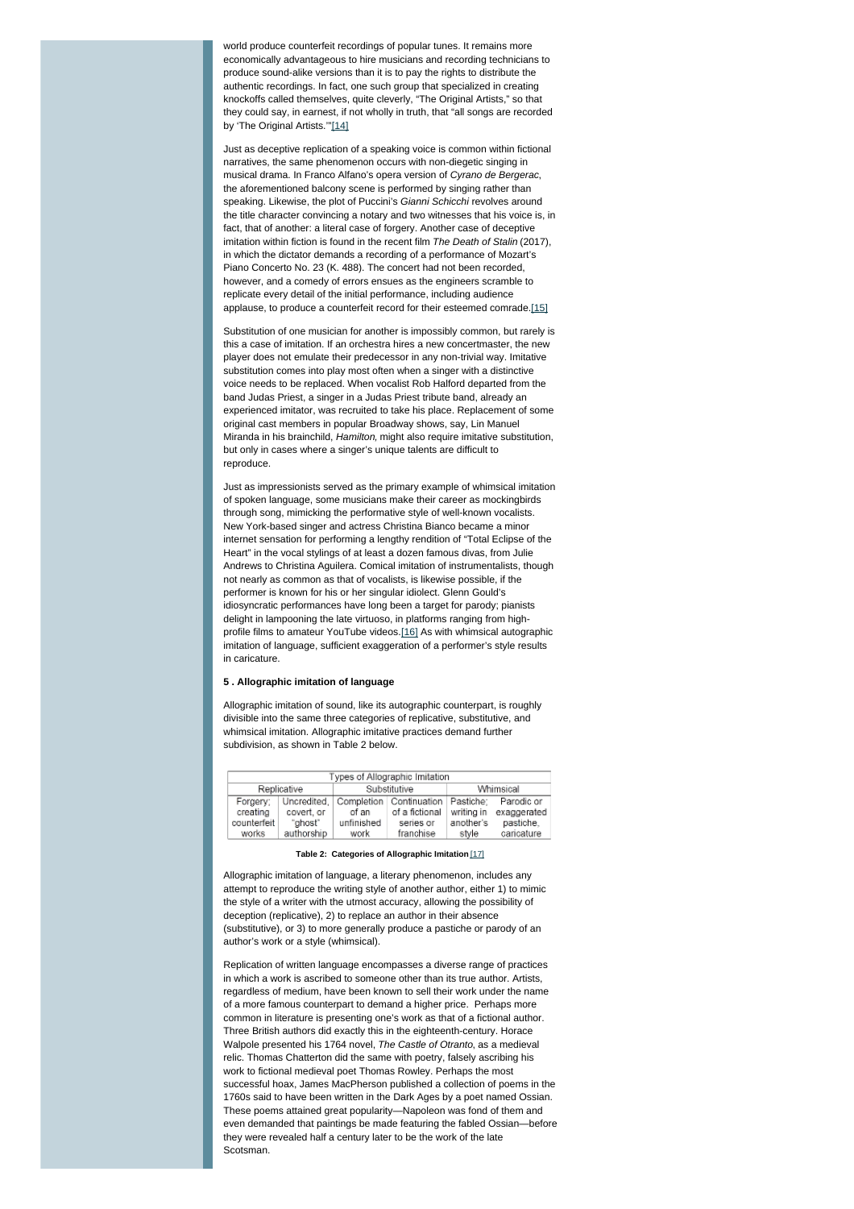world produce counterfeit recordings of popular tunes. It remains more economically advantageous to hire musicians and recording technicians to produce sound-alike versions than it is to pay the rights to distribute the authentic recordings. In fact, one such group that specialized in creating knockoffs called themselves, quite cleverly, "The Original Artists," so that they could say, in earnest, if not wholly in truth, that "all songs are recorded by 'The Original Artists.'"[14]

Just as deceptive replication of a speaking voice is common within fictional narratives, the same phenomenon occurs with non-diegetic singing in musical drama. In Franco Alfano's opera version of *Cyrano de Bergerac*, the aforementioned balcony scene is performed by singing rather than speaking. Likewise, the plot of Puccini's *Gianni Schicchi* revolves around the title character convincing a notary and two witnesses that his voice is, in fact, that of another: a literal case of forgery. Another case of deceptive imitation within fiction is found in the recent film *The Death of Stalin* (2017), in which the dictator demands a recording of a performance of Mozart's Piano Concerto No. 23 (K. 488). The concert had not been recorded, however, and a comedy of errors ensues as the engineers scramble to replicate every detail of the initial performance, including audience applause, to produce a counterfeit record for their esteemed comrade.[15]

Substitution of one musician for another is impossibly common, but rarely is this a case of imitation. If an orchestra hires a new concertmaster, the new player does not emulate their predecessor in any non-trivial way. Imitative substitution comes into play most often when a singer with a distinctive voice needs to be replaced. When vocalist Rob Halford departed from the band Judas Priest, a singer in a Judas Priest tribute band, already an experienced imitator, was recruited to take his place. Replacement of some original cast members in popular Broadway shows, say, Lin Manuel Miranda in his brainchild, *Hamilton*, might also require imitative substitution, but only in cases where a singer's unique talents are difficult to reproduce.

Just as impressionists served as the primary example of whimsical imitation of spoken language, some musicians make their career as mockingbirds through song, mimicking the performative style of well-known vocalists. New York-based singer and actress Christina Bianco became a minor internet sensation for performing a lengthy rendition of "Total Eclipse of the Heart" in the vocal stylings of at least a dozen famous divas, from Julie Andrews to Christina Aguilera. Comical imitation of instrumentalists, though not nearly as common as that of vocalists, is likewise possible, if the performer is known for his or her singular idiolect. Glenn Gould's idiosyncratic performances have long been a target for parody; pianists delight in lampooning the late virtuoso, in platforms ranging from high-profile films to amateur YouTube videos.[16] As with whimsical autographic imitation of language, sufficient exaggeration of a performer's style results in caricature.

**5 . Allographic imitation of language**

Allographic imitation of sound, like its autographic counterpart, is roughly divisible into the same three categories of replicative, substitutive, and whimsical imitation. Allographic imitative practices demand further subdivision, as shown in Table 2 below.

| Types of Allographic Imitation | | | | | |
|---|---|---|---|---|---|
| Replicative | | Substitutive | | Whimsical | |
| Forgery; creating counterfeit works | Uncredited, covert, or "ghost" authorship | Completion of an unfinished work | Continuation of a fictional series or franchise | Pastiche; writing in another's style | Parodic or exaggerated pastiche, caricature |

**Table 2: Categories of Allographic Imitation** [17]

Allographic imitation of language, a literary phenomenon, includes any attempt to reproduce the writing style of another author, either 1) to mimic the style of a writer with the utmost accuracy, allowing the possibility of deception (replicative), 2) to replace an author in their absence (substitutive), or 3) to more generally produce a pastiche or parody of an author's work or a style (whimsical).

Replication of written language encompasses a diverse range of practices in which a work is ascribed to someone other than its true author. Artists, regardless of medium, have been known to sell their work under the name of a more famous counterpart to demand a higher price. Perhaps more common in literature is presenting one's work as that of a fictional author. Three British authors did exactly this in the eighteenth-century. Horace Walpole presented his 1764 novel, *The Castle of Otranto*, as a medieval relic. Thomas Chatterton did the same with poetry, falsely ascribing his work to fictional medieval poet Thomas Rowley. Perhaps the most successful hoax, James MacPherson published a collection of poems in the 1760s said to have been written in the Dark Ages by a poet named Ossian. These poems attained great popularity—Napoleon was fond of them and even demanded that paintings be made featuring the fabled Ossian—before they were revealed half a century later to be the work of the late Scotsman.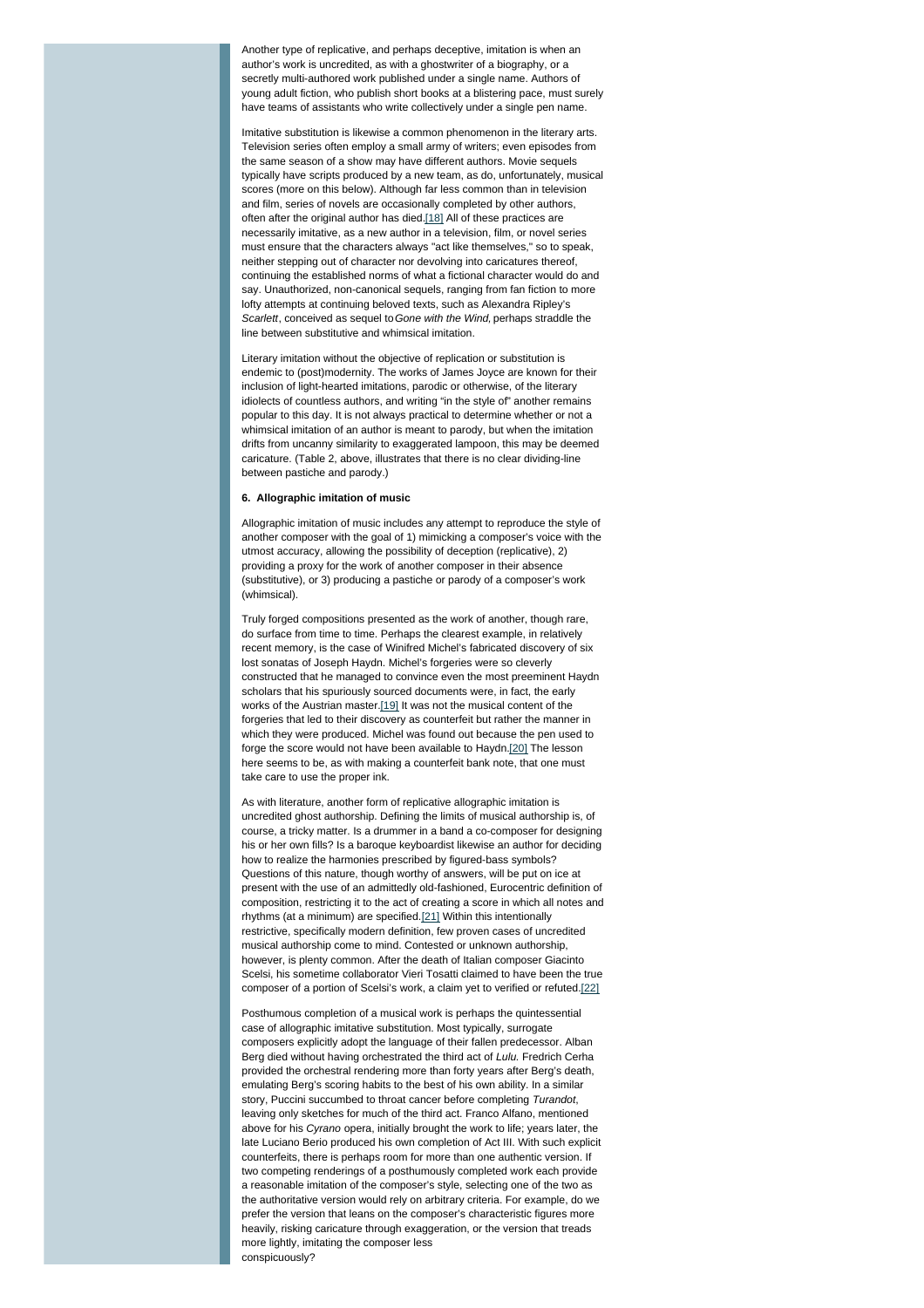Another type of replicative, and perhaps deceptive, imitation is when an author's work is uncredited, as with a ghostwriter of a biography, or a secretly multi-authored work published under a single name. Authors of young adult fiction, who publish short books at a blistering pace, must surely have teams of assistants who write collectively under a single pen name.

Imitative substitution is likewise a common phenomenon in the literary arts. Television series often employ a small army of writers; even episodes from the same season of a show may have different authors. Movie sequels typically have scripts produced by a new team, as do, unfortunately, musical scores (more on this below). Although far less common than in television and film, series of novels are occasionally completed by other authors, often after the original author has died.[18] All of these practices are necessarily imitative, as a new author in a television, film, or novel series must ensure that the characters always "act like themselves," so to speak, neither stepping out of character nor devolving into caricatures thereof, continuing the established norms of what a fictional character would do and say. Unauthorized, non-canonical sequels, ranging from fan fiction to more lofty attempts at continuing beloved texts, such as Alexandra Ripley's *Scarlett*, conceived as sequel to *Gone with the Wind*, perhaps straddle the line between substitutive and whimsical imitation.

Literary imitation without the objective of replication or substitution is endemic to (post)modernity. The works of James Joyce are known for their inclusion of light-hearted imitations, parodic or otherwise, of the literary idiolects of countless authors, and writing "in the style of" another remains popular to this day. It is not always practical to determine whether or not a whimsical imitation of an author is meant to parody, but when the imitation drifts from uncanny similarity to exaggerated lampoon, this may be deemed caricature. (Table 2, above, illustrates that there is no clear dividing-line between pastiche and parody.)

#### 6. Allographic imitation of music

Allographic imitation of music includes any attempt to reproduce the style of another composer with the goal of 1) mimicking a composer's voice with the utmost accuracy, allowing the possibility of deception (replicative), 2) providing a proxy for the work of another composer in their absence (substitutive), or 3) producing a pastiche or parody of a composer's work (whimsical).

Truly forged compositions presented as the work of another, though rare, do surface from time to time. Perhaps the clearest example, in relatively recent memory, is the case of Winifred Michel's fabricated discovery of six lost sonatas of Joseph Haydn. Michel's forgeries were so cleverly constructed that he managed to convince even the most preeminent Haydn scholars that his spuriously sourced documents were, in fact, the early works of the Austrian master.[19] It was not the musical content of the forgeries that led to their discovery as counterfeit but rather the manner in which they were produced. Michel was found out because the pen used to forge the score would not have been available to Haydn.[20] The lesson here seems to be, as with making a counterfeit bank note, that one must take care to use the proper ink.

As with literature, another form of replicative allographic imitation is uncredited ghost authorship. Defining the limits of musical authorship is, of course, a tricky matter. Is a drummer in a band a co-composer for designing his or her own fills? Is a baroque keyboardist likewise an author for deciding how to realize the harmonies prescribed by figured-bass symbols? Questions of this nature, though worthy of answers, will be put on ice at present with the use of an admittedly old-fashioned, Eurocentric definition of composition, restricting it to the act of creating a score in which all notes and rhythms (at a minimum) are specified.[21] Within this intentionally restrictive, specifically modern definition, few proven cases of uncredited musical authorship come to mind. Contested or unknown authorship, however, is plenty common. After the death of Italian composer Giacinto Scelsi, his sometime collaborator Vieri Tosatti claimed to have been the true composer of a portion of Scelsi's work, a claim yet to verified or refuted.[22]

Posthumous completion of a musical work is perhaps the quintessential case of allographic imitative substitution. Most typically, surrogate composers explicitly adopt the language of their fallen predecessor. Alban Berg died without having orchestrated the third act of *Lulu.* Fredrich Cerha provided the orchestral rendering more than forty years after Berg's death, emulating Berg's scoring habits to the best of his own ability. In a similar story, Puccini succumbed to throat cancer before completing *Turandot*, leaving only sketches for much of the third act. Franco Alfano, mentioned above for his *Cyrano* opera, initially brought the work to life; years later, the late Luciano Berio produced his own completion of Act III. With such explicit counterfeits, there is perhaps room for more than one authentic version. If two competing renderings of a posthumously completed work each provide a reasonable imitation of the composer's style, selecting one of the two as the authoritative version would rely on arbitrary criteria. For example, do we prefer the version that leans on the composer's characteristic figures more heavily, risking caricature through exaggeration, or the version that treads more lightly, imitating the composer less conspicuously?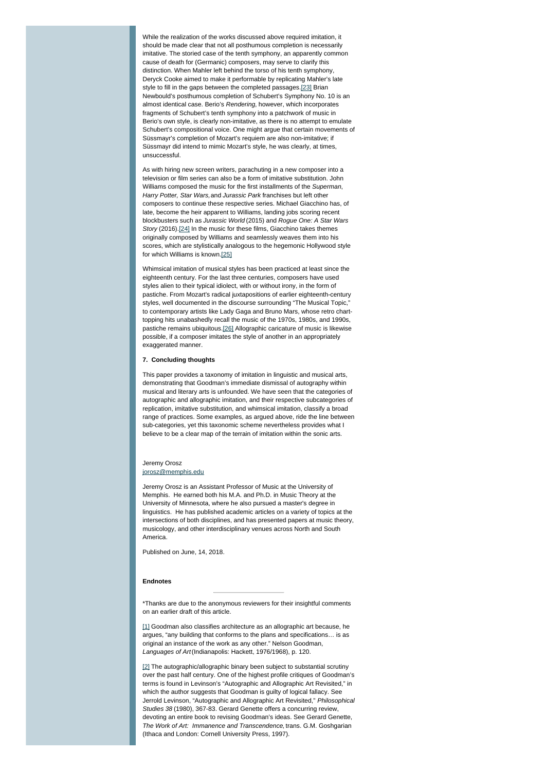While the realization of the works discussed above required imitation, it should be made clear that not all posthumous completion is necessarily imitative. The storied case of the tenth symphony, an apparently common cause of death for (Germanic) composers, may serve to clarify this distinction. When Mahler left behind the torso of his tenth symphony, Deryck Cooke aimed to make it performable by replicating Mahler's late style to fill in the gaps between the completed passages.[23] Brian Newbould's posthumous completion of Schubert's Symphony No. 10 is an almost identical case. Berio's *Rendering*, however, which incorporates fragments of Schubert's tenth symphony into a patchwork of music in Berio's own style, is clearly non-imitative, as there is no attempt to emulate Schubert's compositional voice. One might argue that certain movements of Süssmayr's completion of Mozart's requiem are also non-imitative; if Süssmayr did intend to mimic Mozart's style, he was clearly, at times, unsuccessful.

As with hiring new screen writers, parachuting in a new composer into a television or film series can also be a form of imitative substitution. John Williams composed the music for the first installments of the *Superman*, *Harry Potter, Star Wars*, and *Jurassic Park* franchises but left other composers to continue these respective series. Michael Giacchino has, of late, become the heir apparent to Williams, landing jobs scoring recent blockbusters such as *Jurassic World* (2015) and *Rogue One: A Star Wars Story* (2016).[24] In the music for these films, Giacchino takes themes originally composed by Williams and seamlessly weaves them into his scores, which are stylistically analogous to the hegemonic Hollywood style for which Williams is known.[25]

Whimsical imitation of musical styles has been practiced at least since the eighteenth century. For the last three centuries, composers have used styles alien to their typical idiolect, with or without irony, in the form of pastiche. From Mozart's radical juxtapositions of earlier eighteenth-century styles, well documented in the discourse surrounding "The Musical Topic," to contemporary artists like Lady Gaga and Bruno Mars, whose retro chart-topping hits unabashedly recall the music of the 1970s, 1980s, and 1990s, pastiche remains ubiquitous.[26] Allographic caricature of music is likewise possible, if a composer imitates the style of another in an appropriately exaggerated manner.

**7. Concluding thoughts**

This paper provides a taxonomy of imitation in linguistic and musical arts, demonstrating that Goodman's immediate dismissal of autography within musical and literary arts is unfounded. We have seen that the categories of autographic and allographic imitation, and their respective subcategories of replication, imitative substitution, and whimsical imitation, classify a broad range of practices. Some examples, as argued above, ride the line between sub-categories, yet this taxonomic scheme nevertheless provides what I believe to be a clear map of the terrain of imitation within the sonic arts.

Jeremy Orosz
jorosz@memphis.edu

Jeremy Orosz is an Assistant Professor of Music at the University of Memphis. He earned both his M.A. and Ph.D. in Music Theory at the University of Minnesota, where he also pursued a master's degree in linguistics. He has published academic articles on a variety of topics at the intersections of both disciplines, and has presented papers at music theory, musicology, and other interdisciplinary venues across North and South America.

Published on June, 14, 2018.

**Endnotes**

---

*Thanks are due to the anonymous reviewers for their insightful comments on an earlier draft of this article.

[1] Goodman also classifies architecture as an allographic art because, he argues, "any building that conforms to the plans and specifications… is as original an instance of the work as any other." Nelson Goodman, *Languages of Art* (Indianapolis: Hackett, 1976/1968), p. 120.

[2] The autographic/allographic binary been subject to substantial scrutiny over the past half century. One of the highest profile critiques of Goodman's terms is found in Levinson's "Autographic and Allographic Art Revisited," in which the author suggests that Goodman is guilty of logical fallacy. See Jerrold Levinson, "Autographic and Allographic Art Revisited," *Philosophical Studies 38* (1980), 367-83. Gerard Genette offers a concurring review, devoting an entire book to revising Goodman's ideas. See Gerard Genette, *The Work of Art: Immanence and Transcendence*, trans. G.M. Goshgarian (Ithaca and London: Cornell University Press, 1997).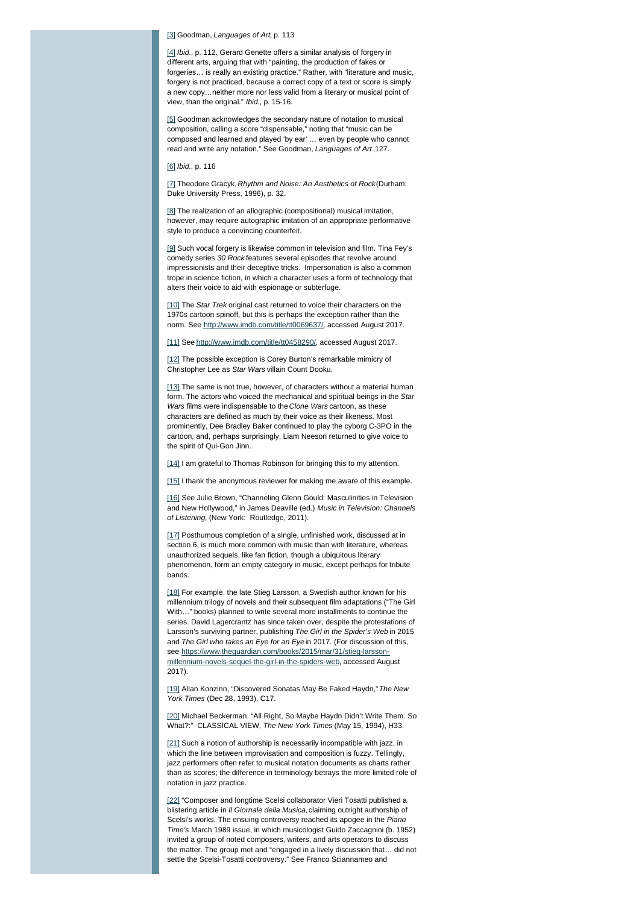[3] Goodman, *Languages of Art,* p. 113

[4] *Ibid.*, p. 112. Gerard Genette offers a similar analysis of forgery in different arts, arguing that with "painting, the production of fakes or forgeries… is really an existing practice." Rather, with "literature and music, forgery is not practiced, because a correct copy of a text or score is simply a new copy…neither more nor less valid from a literary or musical point of view, than the original." *Ibid.*, p. 15-16.

[5] Goodman acknowledges the secondary nature of notation to musical composition, calling a score "dispensable," noting that "music can be composed and learned and played 'by ear' … even by people who cannot read and write any notation." See Goodman, *Languages of Art* ,127.

[6] *Ibid.*, p. 116

[7] Theodore Gracyk, *Rhythm and Noise: An Aesthetics of Rock* (Durham: Duke University Press, 1996), p. 32.

[8] The realization of an allographic (compositional) musical imitation, however, may require autographic imitation of an appropriate performative style to produce a convincing counterfeit.

[9] Such vocal forgery is likewise common in television and film. Tina Fey's comedy series *30 Rock* features several episodes that revolve around impressionists and their deceptive tricks. Impersonation is also a common trope in science fiction, in which a character uses a form of technology that alters their voice to aid with espionage or subterfuge.

[10] The *Star Trek* original cast returned to voice their characters on the 1970s cartoon spinoff, but this is perhaps the exception rather than the norm. See http://www.imdb.com/title/tt0069637/, accessed August 2017.

[11] See http://www.imdb.com/title/tt0458290/, accessed August 2017.

[12] The possible exception is Corey Burton's remarkable mimicry of Christopher Lee as *Star Wars* villain Count Dooku.

[13] The same is not true, however, of characters without a material human form. The actors who voiced the mechanical and spiritual beings in the *Star Wars* films were indispensable to the *Clone Wars* cartoon, as these characters are defined as much by their voice as their likeness. Most prominently, Dee Bradley Baker continued to play the cyborg C-3PO in the cartoon, and, perhaps surprisingly, Liam Neeson returned to give voice to the spirit of Qui-Gon Jinn.

[14] I am grateful to Thomas Robinson for bringing this to my attention.

[15] I thank the anonymous reviewer for making me aware of this example.

[16] See Julie Brown, "Channeling Glenn Gould: Masculinities in Television and New Hollywood," in James Deaville (ed.) *Music in Television: Channels of Listening*, (New York: Routledge, 2011).

[17] Posthumous completion of a single, unfinished work, discussed at in section 6, is much more common with music than with literature, whereas unauthorized sequels, like fan fiction, though a ubiquitous literary phenomenon, form an empty category in music, except perhaps for tribute bands.

[18] For example, the late Stieg Larsson, a Swedish author known for his millennium trilogy of novels and their subsequent film adaptations ("The Girl With…" books) planned to write several more installments to continue the series. David Lagercrantz has since taken over, despite the protestations of Larsson's surviving partner, publishing *The Girl in the Spider's Web* in 2015 and *The Girl who takes an Eye for an Eye* in 2017. (For discussion of this, see https://www.theguardian.com/books/2015/mar/31/stieg-larsson-millennium-novels-sequel-the-girl-in-the-spiders-web, accessed August 2017).

[19] Allan Konzinn, "Discovered Sonatas May Be Faked Haydn," *The New York Times* (Dec 28, 1993), C17.

[20] Michael Beckerman. "All Right, So Maybe Haydn Didn't Write Them. So What?:" CLASSICAL VIEW, *The New York Times* (May 15, 1994), H33.

[21] Such a notion of authorship is necessarily incompatible with jazz, in which the line between improvisation and composition is fuzzy. Tellingly, jazz performers often refer to musical notation documents as charts rather than as scores; the difference in terminology betrays the more limited role of notation in jazz practice.

[22] "Composer and longtime Scelsi collaborator Vieri Tosatti published a blistering article in *Il Giornale della Musica,* claiming outright authorship of Scelsi's works. The ensuing controversy reached its apogee in the *Piano Time's* March 1989 issue, in which musicologist Guido Zaccagnini (b. 1952) invited a group of noted composers, writers, and arts operators to discuss the matter. The group met and "engaged in a lively discussion that… did not settle the Scelsi-Tosatti controversy." See Franco Sciannameo and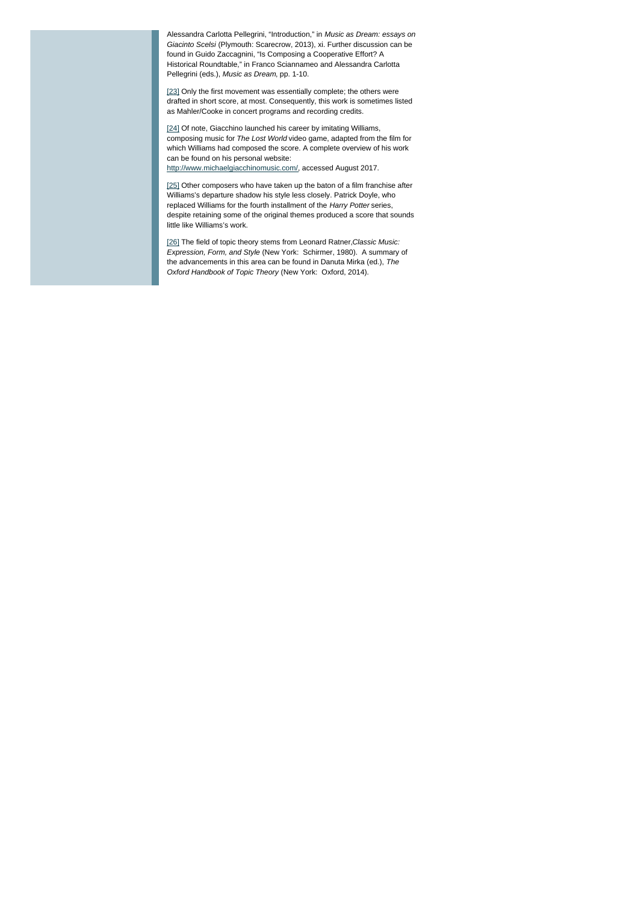Alessandra Carlotta Pellegrini, “Introduction,” in *Music as Dream: essays on Giacinto Scelsi* (Plymouth: Scarecrow, 2013), xi. Further discussion can be found in Guido Zaccagnini, “Is Composing a Cooperative Effort? A Historical Roundtable,” in Franco Sciannameo and Alessandra Carlotta Pellegrini (eds.), *Music as Dream*, pp. 1-10.

[23] Only the first movement was essentially complete; the others were drafted in short score, at most. Consequently, this work is sometimes listed as Mahler/Cooke in concert programs and recording credits.

[24] Of note, Giacchino launched his career by imitating Williams, composing music for *The Lost World* video game, adapted from the film for which Williams had composed the score. A complete overview of his work can be found on his personal website: http://www.michaelgiacchinomusic.com/, accessed August 2017.

[25] Other composers who have taken up the baton of a film franchise after Williams's departure shadow his style less closely. Patrick Doyle, who replaced Williams for the fourth installment of the *Harry Potter* series, despite retaining some of the original themes produced a score that sounds little like Williams's work.

[26] The field of topic theory stems from Leonard Ratner,*Classic Music: Expression, Form, and Style* (New York: Schirmer, 1980). A summary of the advancements in this area can be found in Danuta Mirka (ed.), *The Oxford Handbook of Topic Theory* (New York: Oxford, 2014).